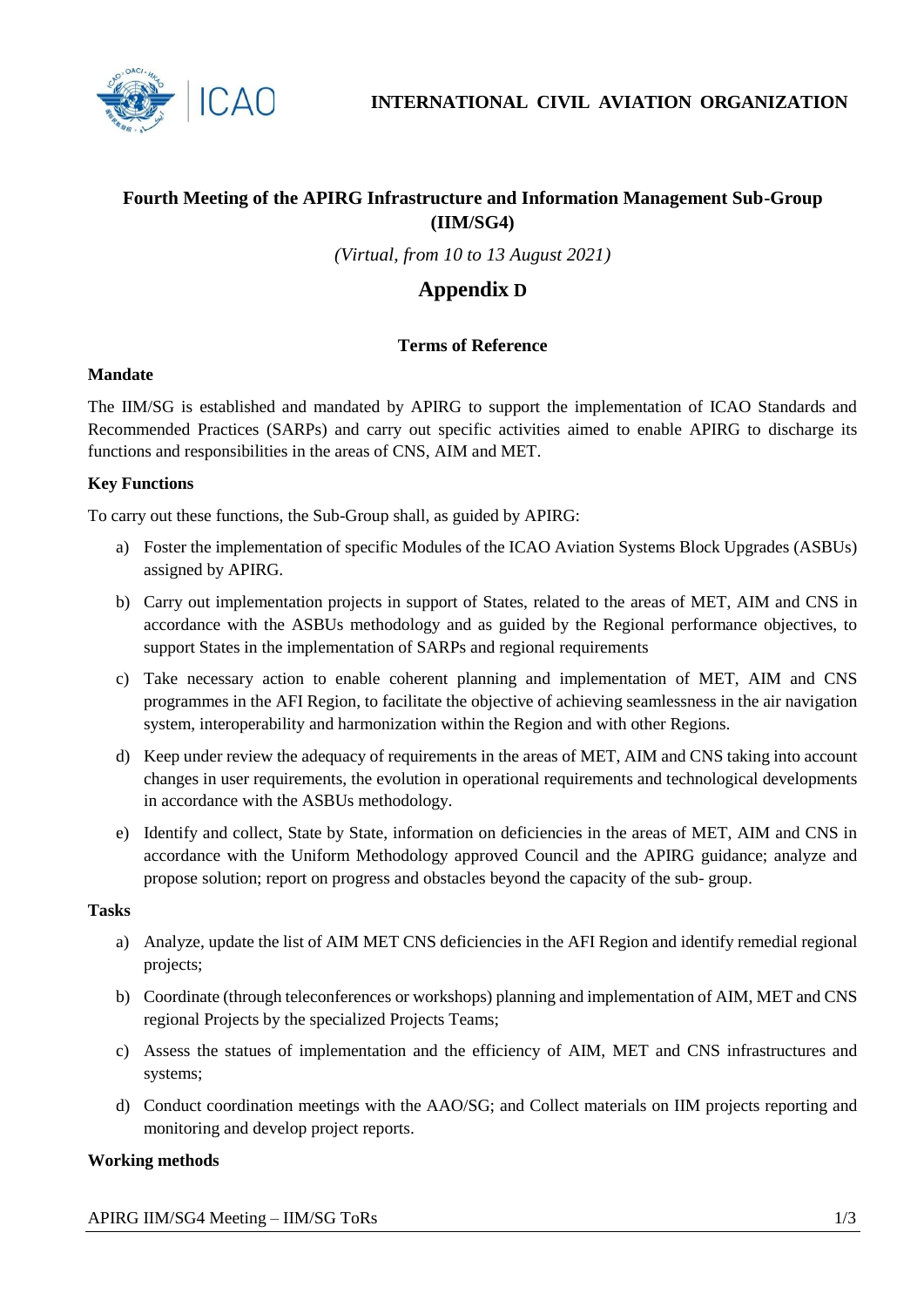**INTERNATIONAL CIVIL AVIATION ORGANIZATION**

# Fourth Meeting of the APIRG Infrastructure and Information Management Sub-Group (IIM/SG4)

*(Virtual, from 10 to 13 August 2021)*

## Appendix D

### Terms of Reference

**Mandate**

The IIM/SG is established and mandated by APIRG to support the implementation of ICAO Standards and Recommended Practices (SARPs) and carry out specific activities aimed to enable APIRG to discharge its functions and responsibilities in the areas of CNS, AIM and MET.

**Key Functions**

To carry out these functions, the Sub-Group shall, as guided by APIRG:

a) Foster the implementation of specific Modules of the ICAO Aviation Systems Block Upgrades (ASBUs) assigned by APIRG.

b) Carry out implementation projects in support of States, related to the areas of MET, AIM and CNS in accordance with the ASBUs methodology and as guided by the Regional performance objectives, to support States in the implementation of SARPs and regional requirements

c) Take necessary action to enable coherent planning and implementation of MET, AIM and CNS programmes in the AFI Region, to facilitate the objective of achieving seamlessness in the air navigation system, interoperability and harmonization within the Region and with other Regions.

d) Keep under review the adequacy of requirements in the areas of MET, AIM and CNS taking into account changes in user requirements, the evolution in operational requirements and technological developments in accordance with the ASBUs methodology.

e) Identify and collect, State by State, information on deficiencies in the areas of MET, AIM and CNS in accordance with the Uniform Methodology approved Council and the APIRG guidance; analyze and propose solution; report on progress and obstacles beyond the capacity of the sub- group.

**Tasks**

a) Analyze, update the list of AIM MET CNS deficiencies in the AFI Region and identify remedial regional projects;

b) Coordinate (through teleconferences or workshops) planning and implementation of AIM, MET and CNS regional Projects by the specialized Projects Teams;

c) Assess the statues of implementation and the efficiency of AIM, MET and CNS infrastructures and systems;

d) Conduct coordination meetings with the AAO/SG; and Collect materials on IIM projects reporting and monitoring and develop project reports.

**Working methods**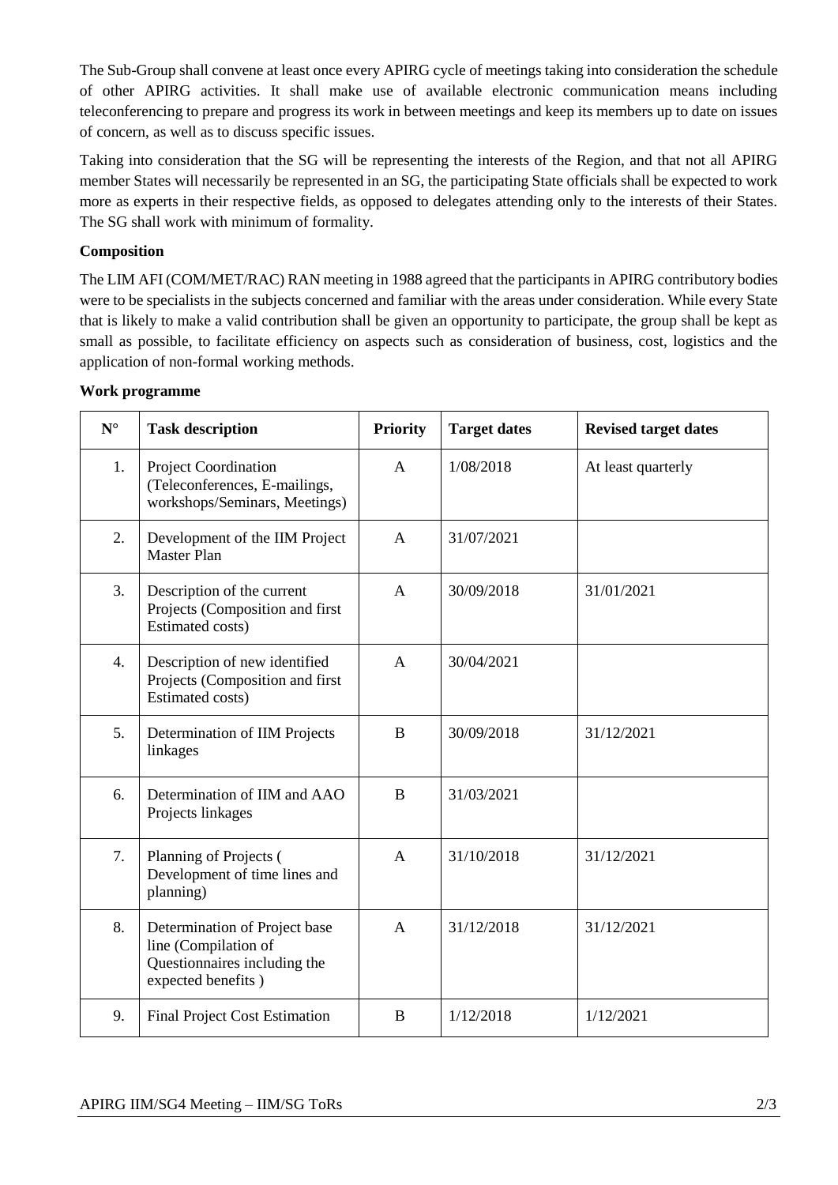The Sub-Group shall convene at least once every APIRG cycle of meetings taking into consideration the schedule of other APIRG activities. It shall make use of available electronic communication means including teleconferencing to prepare and progress its work in between meetings and keep its members up to date on issues of concern, as well as to discuss specific issues.

Taking into consideration that the SG will be representing the interests of the Region, and that not all APIRG member States will necessarily be represented in an SG, the participating State officials shall be expected to work more as experts in their respective fields, as opposed to delegates attending only to the interests of their States. The SG shall work with minimum of formality.

**Composition**

The LIM AFI (COM/MET/RAC) RAN meeting in 1988 agreed that the participants in APIRG contributory bodies were to be specialists in the subjects concerned and familiar with the areas under consideration. While every State that is likely to make a valid contribution shall be given an opportunity to participate, the group shall be kept as small as possible, to facilitate efficiency on aspects such as consideration of business, cost, logistics and the application of non-formal working methods.

**Work programme**

| N° | Task description | Priority | Target dates | Revised target dates |
|---|---|---|---|---|
| 1. | Project Coordination (Teleconferences, E-mailings, workshops/Seminars, Meetings) | A | 1/08/2018 | At least quarterly |
| 2. | Development of the IIM Project Master Plan | A | 31/07/2021 | |
| 3. | Description of the current Projects (Composition and first Estimated costs) | A | 30/09/2018 | 31/01/2021 |
| 4. | Description of new identified Projects (Composition and first Estimated costs) | A | 30/04/2021 | |
| 5. | Determination of IIM Projects linkages | B | 30/09/2018 | 31/12/2021 |
| 6. | Determination of IIM and AAO Projects linkages | B | 31/03/2021 | |
| 7. | Planning of Projects ( Development of time lines and planning) | A | 31/10/2018 | 31/12/2021 |
| 8. | Determination of Project base line (Compilation of Questionnaires including the expected benefits ) | A | 31/12/2018 | 31/12/2021 |
| 9. | Final Project Cost Estimation | B | 1/12/2018 | 1/12/2021 |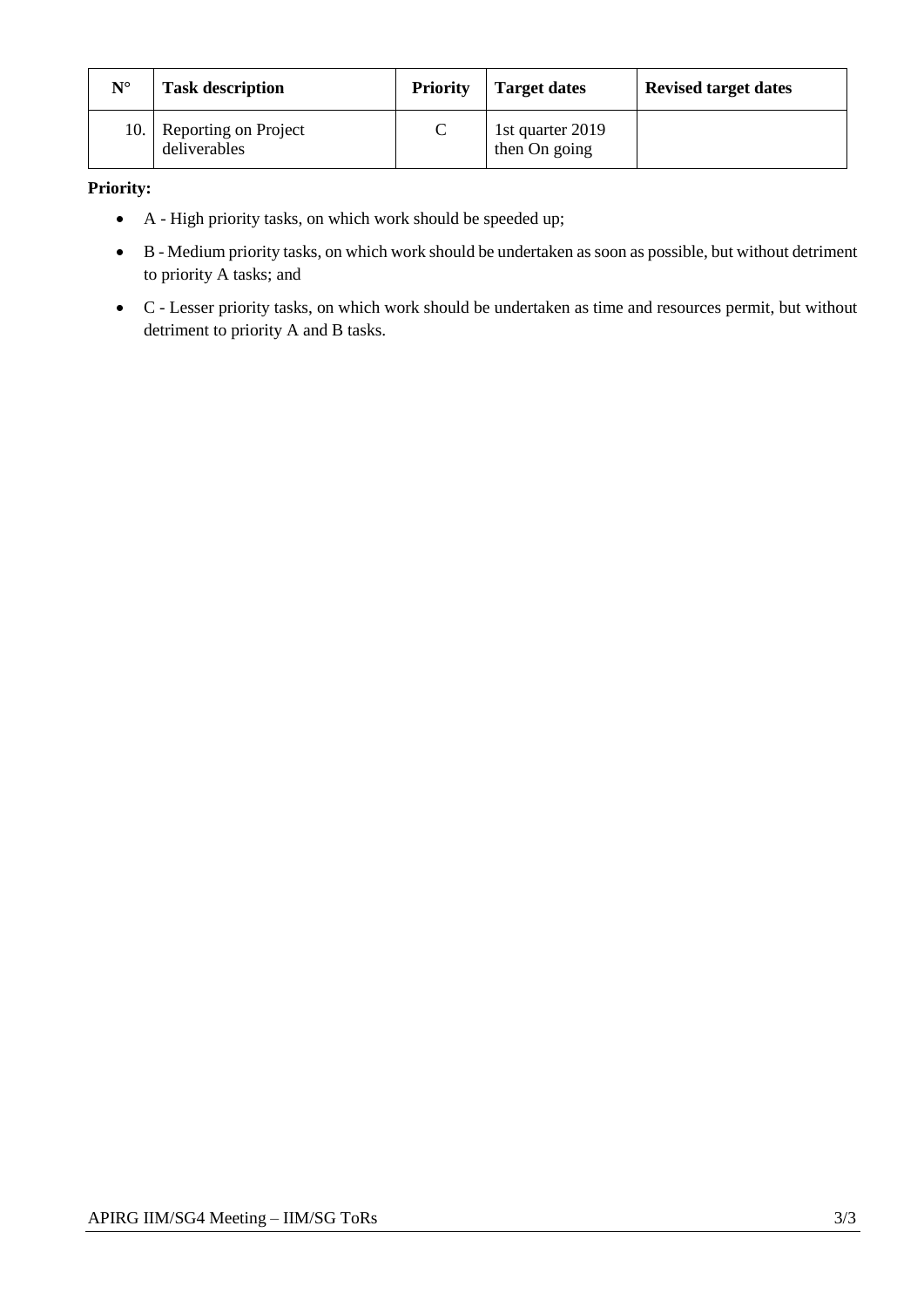| N° | Task description | Priority | Target dates | Revised target dates |
|---|---|---|---|---|
| 10. | Reporting on Project deliverables | C | 1st quarter 2019 then On going | |

**Priority:**

- A - High priority tasks, on which work should be speeded up;
- B - Medium priority tasks, on which work should be undertaken as soon as possible, but without detriment to priority A tasks; and
- C - Lesser priority tasks, on which work should be undertaken as time and resources permit, but without detriment to priority A and B tasks.